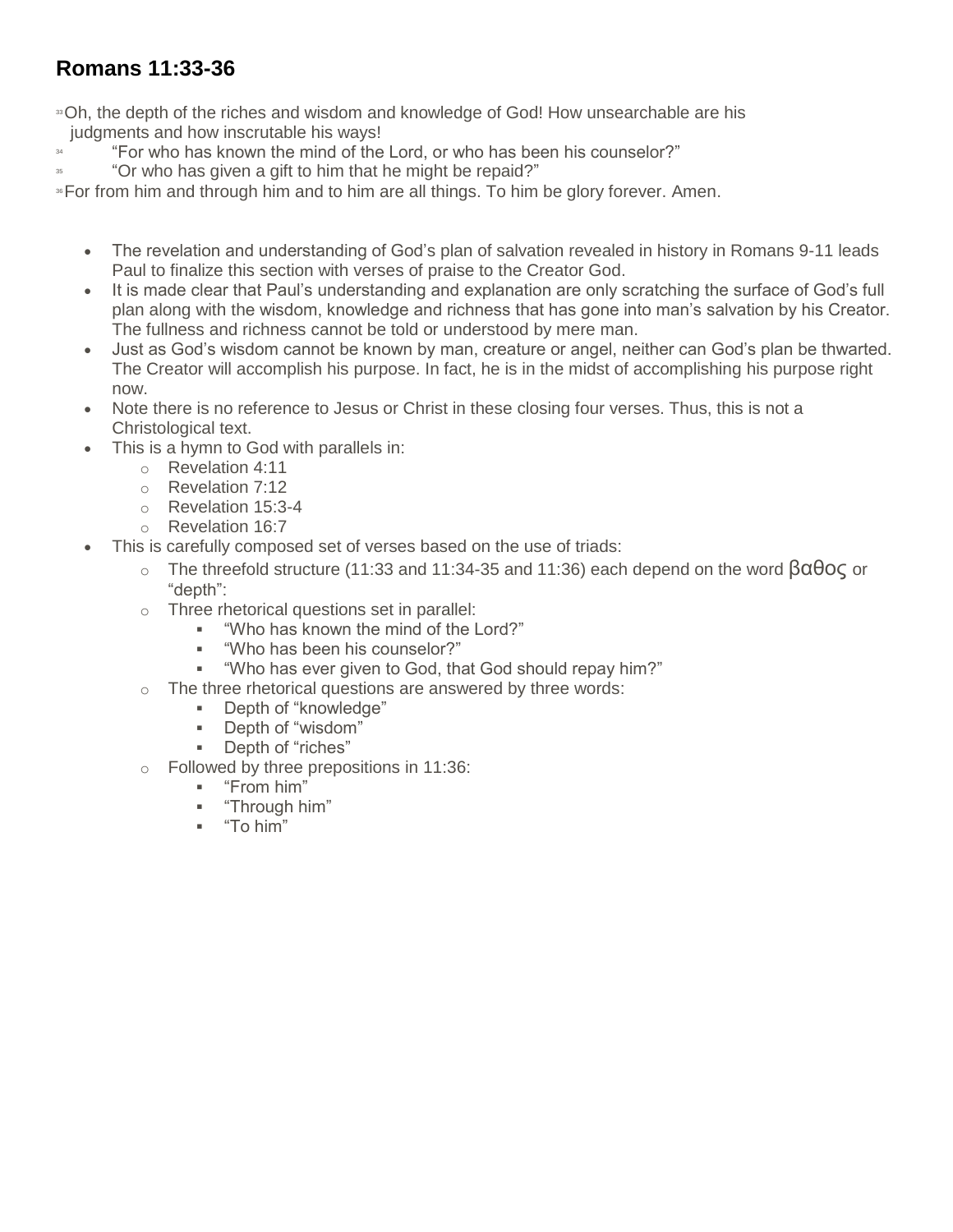## Romans 11:33-36

[33] Oh, the depth of the riches and wisdom and knowledge of God! How unsearchable are his judgments and how inscrutable his ways!

[34] "For who has known the mind of the Lord, or who has been his counselor?"

[35] "Or who has given a gift to him that he might be repaid?"

[36] For from him and through him and to him are all things. To him be glory forever. Amen.

- The revelation and understanding of God's plan of salvation revealed in history in Romans 9-11 leads Paul to finalize this section with verses of praise to the Creator God.
- It is made clear that Paul's understanding and explanation are only scratching the surface of God's full plan along with the wisdom, knowledge and richness that has gone into man's salvation by his Creator. The fullness and richness cannot be told or understood by mere man.
- Just as God's wisdom cannot be known by man, creature or angel, neither can God's plan be thwarted. The Creator will accomplish his purpose. In fact, he is in the midst of accomplishing his purpose right now.
- Note there is no reference to Jesus or Christ in these closing four verses. Thus, this is not a Christological text.
- This is a hymn to God with parallels in:
    - Revelation 4:11
    - Revelation 7:12
    - Revelation 15:3-4
    - Revelation 16:7
- This is carefully composed set of verses based on the use of triads:
    - The threefold structure (11:33 and 11:34-35 and 11:36) each depend on the word βαθος or "depth":
    - Three rhetorical questions set in parallel:
        - "Who has known the mind of the Lord?"
        - "Who has been his counselor?"
        - "Who has ever given to God, that God should repay him?"
    - The three rhetorical questions are answered by three words:
        - Depth of "knowledge"
        - Depth of "wisdom"
        - Depth of "riches"
    - Followed by three prepositions in 11:36:
        - "From him"
        - "Through him"
        - "To him"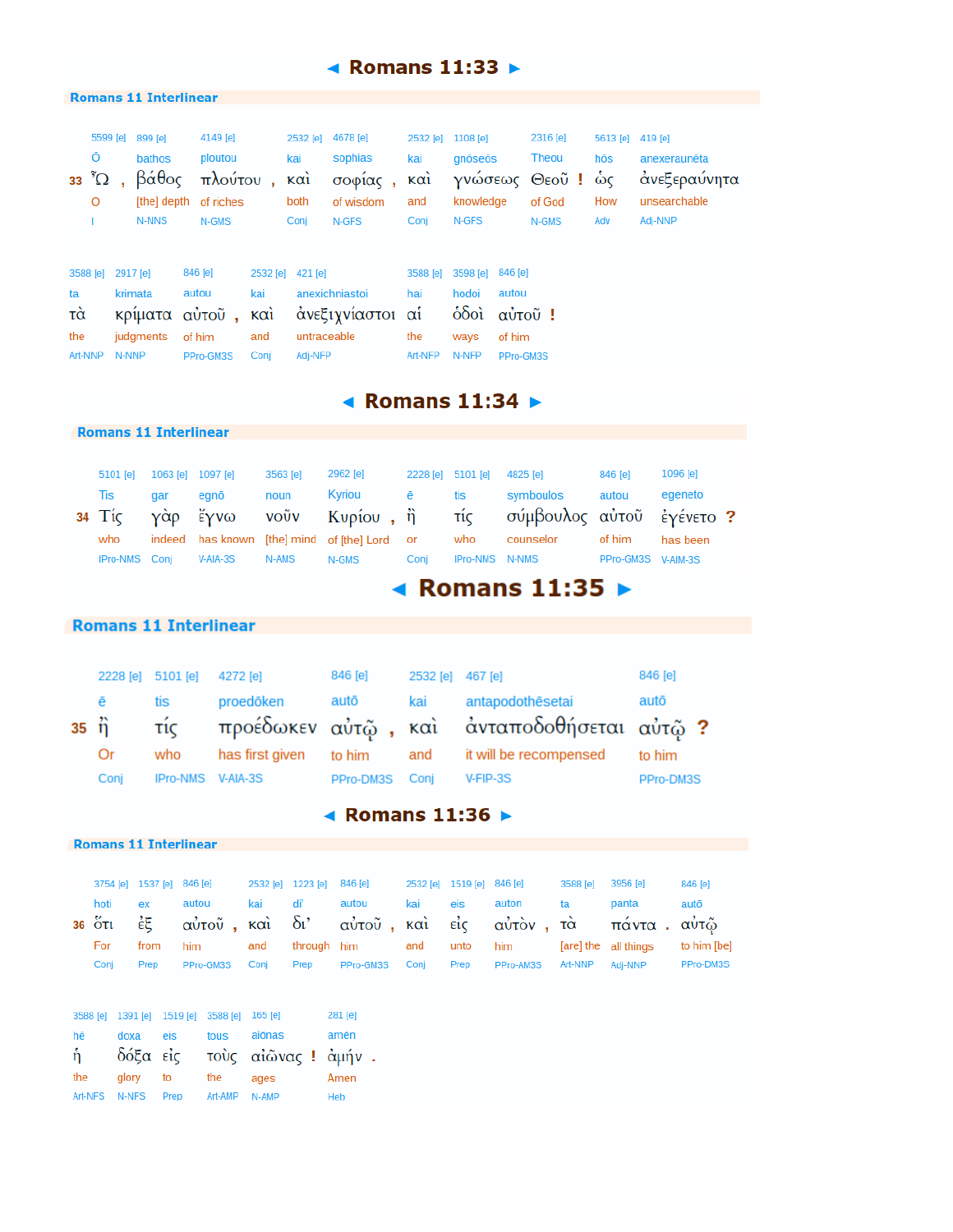# ◄ Romans 11:33 ►

**Romans 11 Interlinear**

| | | | | | | | | | | | | | |
|---|---|---|---|---|---|---|---|---|---|---|---|---|---|
| | 5599 [e] | 899 [e] | 4149 [e] | | 2532 [e] | 4678 [e] | | 2532 [e] | 1108 [e] | 2316 [e] | | 5613 [e] | 419 [e] |
| | Ō | bathos | ploutou | | kai | sophias | | kai | gnōseōs | Theou | | hōs | anexeraunēta |
| 33 | Ὦ | βάθος | πλούτου | , | καὶ | σοφίας | , | καὶ | γνώσεως | Θεοῦ | ! | ὡς | ἀνεξεραύνητα |
| | O | [the] depth | of riches | | both | of wisdom | | and | knowledge | of God | | How | unsearchable |
| | I | N-NNS | N-GMS | | Conj | N-GFS | | Conj | N-GFS | N-GMS | | Adv | Adj-NNP |

| | | | | | | | | | |
|---|---|---|---|---|---|---|---|---|---|
| 3588 [e] | 2917 [e] | 846 [e] | | 2532 [e] | 421 [e] | 3588 [e] | 3598 [e] | 846 [e] | |
| ta | krimata | autou | | kai | anexichniastoi | hai | hodoi | autou | |
| τὰ | κρίματα | αὐτοῦ | , | καὶ | ἀνεξιχνίαστοι | αἱ | ὁδοὶ | αὐτοῦ | ! |
| the | judgments | of him | | and | untraceable | the | ways | of him | |
| Art-NNP | N-NNP | PPro-GM3S | | Conj | Adj-NFP | Art-NFP | N-NFP | PPro-GM3S | |

# ◄ Romans 11:34 ►

**Romans 11 Interlinear**

| | | | | | | | | | | | | |
|---|---|---|---|---|---|---|---|---|---|---|---|---|
| | 5101 [e] | 1063 [e] | 1097 [e] | 3563 [e] | 2962 [e] | | 2228 [e] | 5101 [e] | 4825 [e] | 846 [e] | 1096 [e] | |
| | Tis | gar | egnō | noun | Kyriou | | ē | tis | symboulos | autou | egeneto | |
| 34 | Τίς | γὰρ | ἔγνω | νοῦν | Κυρίου | , | ἢ | τίς | σύμβουλος | αὐτοῦ | ἐγένετο | ? |
| | who | indeed | has known | [the] mind | of [the] Lord | | or | who | counselor | of him | has been | |
| | IPro-NMS | Conj | V-AIA-3S | N-AMS | N-GMS | | Conj | IPro-NMS | N-NMS | PPro-GM3S | V-AIM-3S | |

# ◄ Romans 11:35 ►

**Romans 11 Interlinear**

| | | | | | | | | | |
|---|---|---|---|---|---|---|---|---|---|
| | 2228 [e] | 5101 [e] | 4272 [e] | 846 [e] | | 2532 [e] | 467 [e] | 846 [e] | |
| | ē | tis | proedōken | autō | | kai | antapodothēsetai | autō | |
| 35 | ἢ | τίς | προέδωκεν | αὐτῷ | , | καὶ | ἀνταποδοθήσεται | αὐτῷ | ? |
| | Or | who | has first given | to him | | and | it will be recompensed | to him | |
| | Conj | IPro-NMS | V-AIA-3S | PPro-DM3S | | Conj | V-FIP-3S | PPro-DM3S | |

# ◄ Romans 11:36 ►

**Romans 11 Interlinear**

| | | | | | | | | | | | | | | | |
|---|---|---|---|---|---|---|---|---|---|---|---|---|---|---|---|
| | 3754 [e] | 1537 [e] | 846 [e] | | 2532 [e] | 1223 [e] | 846 [e] | | 2532 [e] | 1519 [e] | 846 [e] | | 3588 [e] | 3956 [e] | | 846 [e] |
| | hoti | ex | autou | | kai | di’ | autou | | kai | eis | auton | | ta | panta | | autō |
| 36 | ὅτι | ἐξ | αὐτοῦ | , | καὶ | δι’ | αὐτοῦ | , | καὶ | εἰς | αὐτὸν | , | τὰ | πάντα | . | αὐτῷ |
| | For | from | him | | and | through | him | | and | unto | him | | [are] the | all things | | to him [be] |
| | Conj | Prep | PPro-GM3S | | Conj | Prep | PPro-GM3S | | Conj | Prep | PPro-AM3S | | Art-NNP | Adj-NNP | | PPro-DM3S |

| | | | | | | | |
|---|---|---|---|---|---|---|---|
| 3588 [e] | 1391 [e] | 1519 [e] | 3588 [e] | 165 [e] | | 281 [e] | |
| hē | doxa | eis | tous | aiōnas | | amēn | |
| ἡ | δόξα | εἰς | τοὺς | αἰῶνας | ! | ἀμήν | . |
| the | glory | to | the | ages | | Amen | |
| Art-NFS | N-NFS | Prep | Art-AMP | N-AMP | | Heb | |